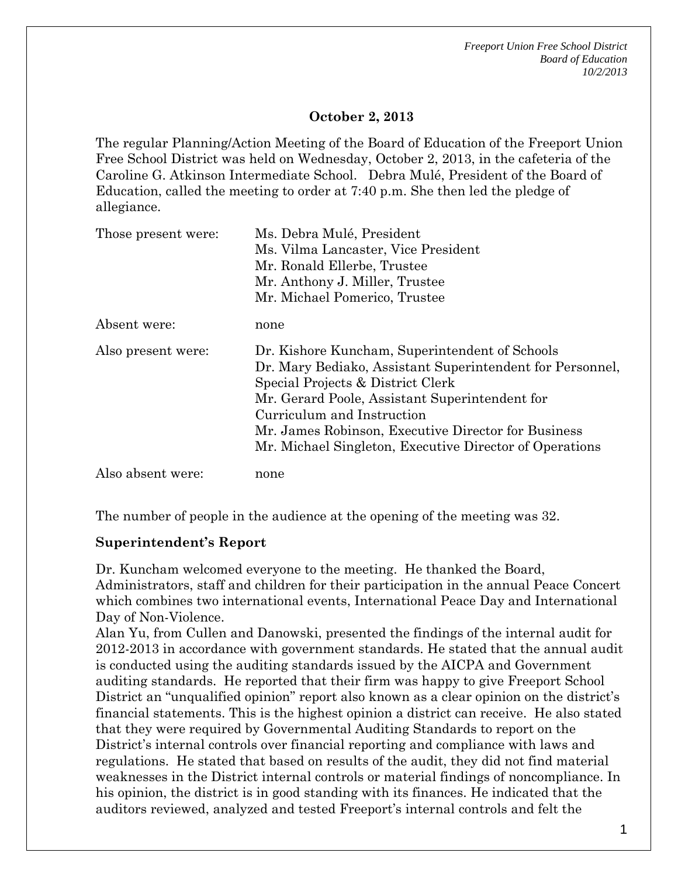**October 2, 2013**

The regular Planning/Action Meeting of the Board of Education of the Freeport Union Free School District was held on Wednesday, October 2, 2013, in the cafeteria of the Caroline G. Atkinson Intermediate School. Debra Mulé, President of the Board of Education, called the meeting to order at 7:40 p.m. She then led the pledge of allegiance.

| | |
|---|---|
| Those present were: | Ms. Debra Mulé, President<br>Ms. Vilma Lancaster, Vice President<br>Mr. Ronald Ellerbe, Trustee<br>Mr. Anthony J. Miller, Trustee<br>Mr. Michael Pomerico, Trustee |
| Absent were: | none |
| Also present were: | Dr. Kishore Kuncham, Superintendent of Schools<br>Dr. Mary Bediako, Assistant Superintendent for Personnel, Special Projects & District Clerk<br>Mr. Gerard Poole, Assistant Superintendent for Curriculum and Instruction<br>Mr. James Robinson, Executive Director for Business<br>Mr. Michael Singleton, Executive Director of Operations |
| Also absent were: | none |

The number of people in the audience at the opening of the meeting was 32.

**Superintendent's Report**

Dr. Kuncham welcomed everyone to the meeting. He thanked the Board, Administrators, staff and children for their participation in the annual Peace Concert which combines two international events, International Peace Day and International Day of Non-Violence.

Alan Yu, from Cullen and Danowski, presented the findings of the internal audit for 2012-2013 in accordance with government standards. He stated that the annual audit is conducted using the auditing standards issued by the AICPA and Government auditing standards. He reported that their firm was happy to give Freeport School District an "unqualified opinion" report also known as a clear opinion on the district's financial statements. This is the highest opinion a district can receive. He also stated that they were required by Governmental Auditing Standards to report on the District's internal controls over financial reporting and compliance with laws and regulations. He stated that based on results of the audit, they did not find material weaknesses in the District internal controls or material findings of noncompliance. In his opinion, the district is in good standing with its finances. He indicated that the auditors reviewed, analyzed and tested Freeport's internal controls and felt the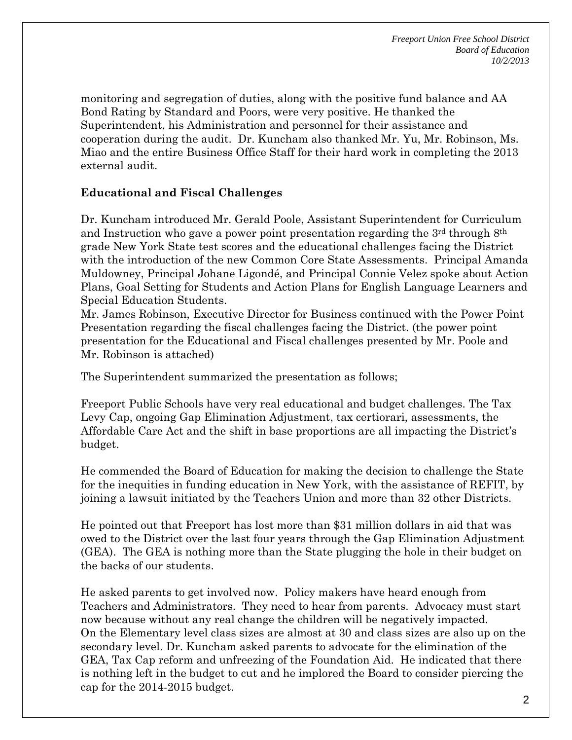monitoring and segregation of duties, along with the positive fund balance and AA Bond Rating by Standard and Poors, were very positive. He thanked the Superintendent, his Administration and personnel for their assistance and cooperation during the audit. Dr. Kuncham also thanked Mr. Yu, Mr. Robinson, Ms. Miao and the entire Business Office Staff for their hard work in completing the 2013 external audit.

**Educational and Fiscal Challenges**

Dr. Kuncham introduced Mr. Gerald Poole, Assistant Superintendent for Curriculum and Instruction who gave a power point presentation regarding the 3rd through 8th grade New York State test scores and the educational challenges facing the District with the introduction of the new Common Core State Assessments. Principal Amanda Muldowney, Principal Johane Ligondé, and Principal Connie Velez spoke about Action Plans, Goal Setting for Students and Action Plans for English Language Learners and Special Education Students.

Mr. James Robinson, Executive Director for Business continued with the Power Point Presentation regarding the fiscal challenges facing the District. (the power point presentation for the Educational and Fiscal challenges presented by Mr. Poole and Mr. Robinson is attached)

The Superintendent summarized the presentation as follows;

Freeport Public Schools have very real educational and budget challenges. The Tax Levy Cap, ongoing Gap Elimination Adjustment, tax certiorari, assessments, the Affordable Care Act and the shift in base proportions are all impacting the District's budget.

He commended the Board of Education for making the decision to challenge the State for the inequities in funding education in New York, with the assistance of REFIT, by joining a lawsuit initiated by the Teachers Union and more than 32 other Districts.

He pointed out that Freeport has lost more than $31 million dollars in aid that was owed to the District over the last four years through the Gap Elimination Adjustment (GEA). The GEA is nothing more than the State plugging the hole in their budget on the backs of our students.

He asked parents to get involved now. Policy makers have heard enough from Teachers and Administrators. They need to hear from parents. Advocacy must start now because without any real change the children will be negatively impacted. On the Elementary level class sizes are almost at 30 and class sizes are also up on the secondary level. Dr. Kuncham asked parents to advocate for the elimination of the GEA, Tax Cap reform and unfreezing of the Foundation Aid. He indicated that there is nothing left in the budget to cut and he implored the Board to consider piercing the cap for the 2014-2015 budget.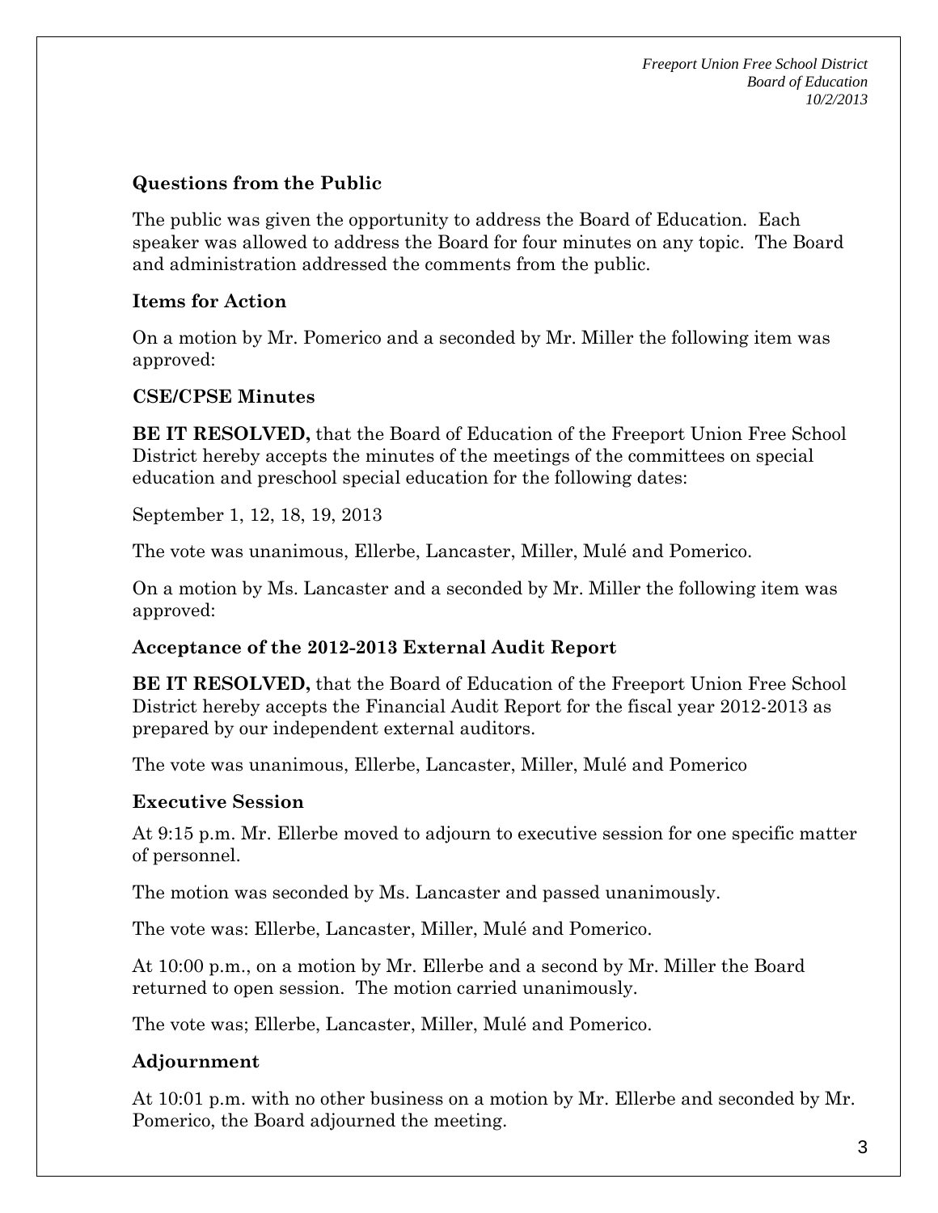### Questions from the Public

The public was given the opportunity to address the Board of Education. Each speaker was allowed to address the Board for four minutes on any topic. The Board and administration addressed the comments from the public.

### Items for Action

On a motion by Mr. Pomerico and a seconded by Mr. Miller the following item was approved:

### CSE/CPSE Minutes

**BE IT RESOLVED,** that the Board of Education of the Freeport Union Free School District hereby accepts the minutes of the meetings of the committees on special education and preschool special education for the following dates:

September 1, 12, 18, 19, 2013

The vote was unanimous, Ellerbe, Lancaster, Miller, Mulé and Pomerico.

On a motion by Ms. Lancaster and a seconded by Mr. Miller the following item was approved:

### Acceptance of the 2012-2013 External Audit Report

**BE IT RESOLVED,** that the Board of Education of the Freeport Union Free School District hereby accepts the Financial Audit Report for the fiscal year 2012-2013 as prepared by our independent external auditors.

The vote was unanimous, Ellerbe, Lancaster, Miller, Mulé and Pomerico

### Executive Session

At 9:15 p.m. Mr. Ellerbe moved to adjourn to executive session for one specific matter of personnel.

The motion was seconded by Ms. Lancaster and passed unanimously.

The vote was: Ellerbe, Lancaster, Miller, Mulé and Pomerico.

At 10:00 p.m., on a motion by Mr. Ellerbe and a second by Mr. Miller the Board returned to open session. The motion carried unanimously.

The vote was; Ellerbe, Lancaster, Miller, Mulé and Pomerico.

### Adjournment

At 10:01 p.m. with no other business on a motion by Mr. Ellerbe and seconded by Mr. Pomerico, the Board adjourned the meeting.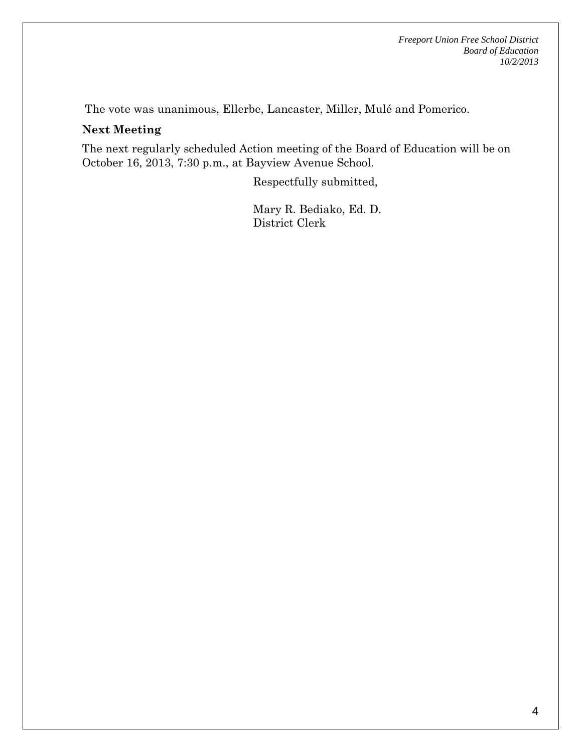The vote was unanimous, Ellerbe, Lancaster, Miller, Mulé and Pomerico.

**Next Meeting**

The next regularly scheduled Action meeting of the Board of Education will be on October 16, 2013, 7:30 p.m., at Bayview Avenue School.

Respectfully submitted,

Mary R. Bediako, Ed. D.
District Clerk